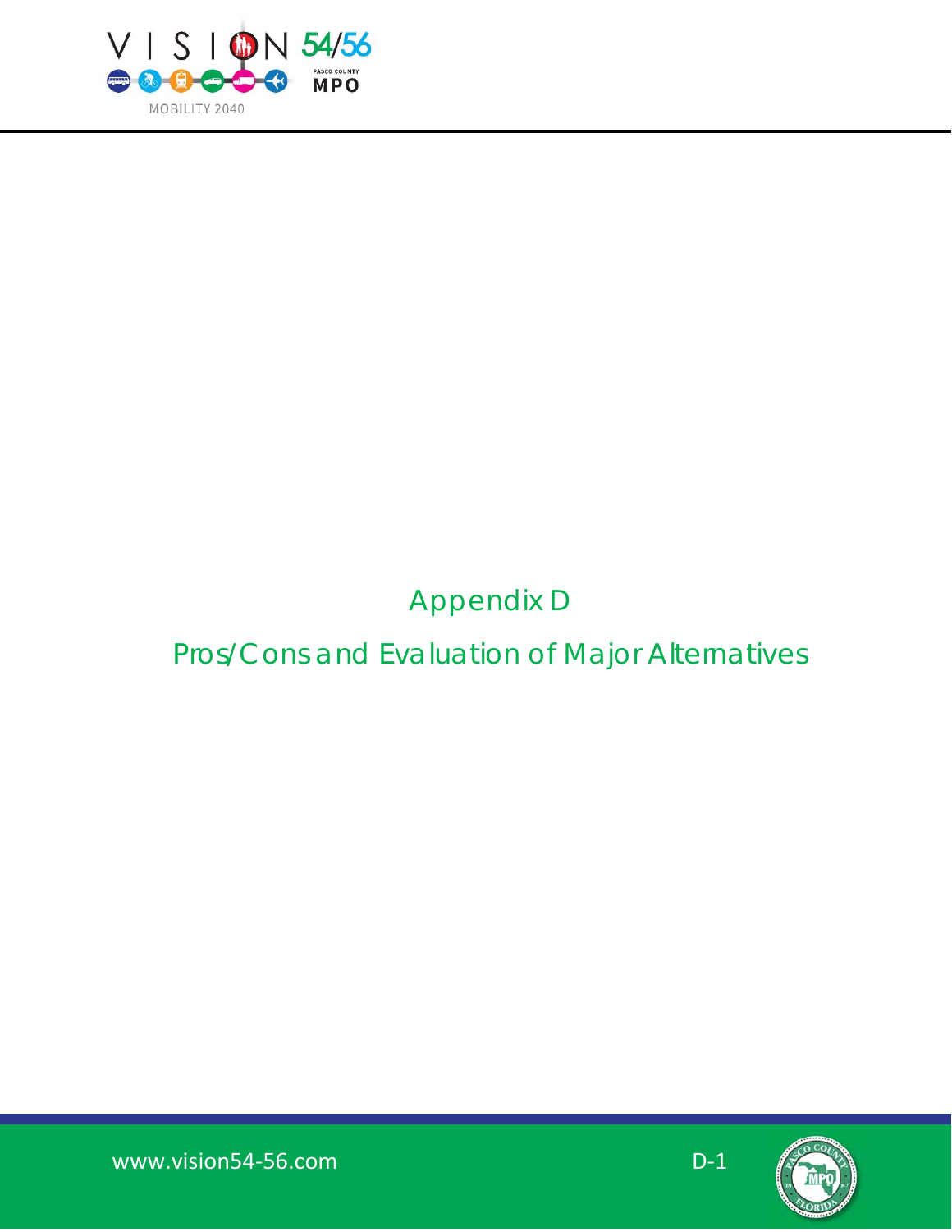# Appendix D

## Pros/Cons and Evaluation of Major Alternatives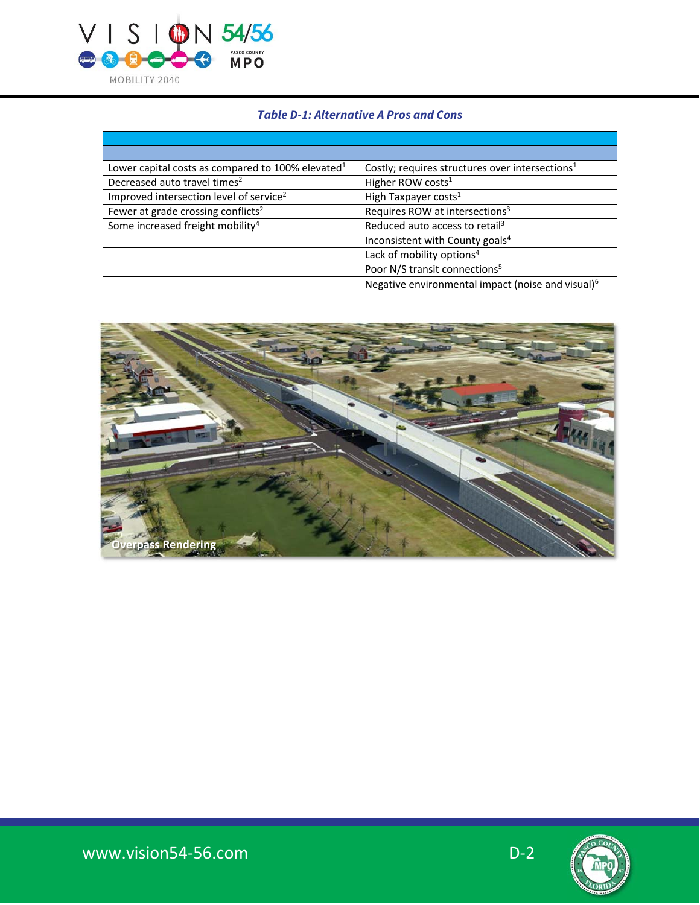*Table D-1: Alternative A Pros and Cons*

| | |
|---|---|
| | |
| Lower capital costs as compared to 100% elevated[1] | Costly; requires structures over intersections[1] |
| Decreased auto travel times[2] | Higher ROW costs[1] |
| Improved intersection level of service[2] | High Taxpayer costs[1] |
| Fewer at grade crossing conflicts[2] | Requires ROW at intersections[3] |
| Some increased freight mobility[4] | Reduced auto access to retail[3] |
| | Inconsistent with County goals[4] |
| | Lack of mobility options[4] |
| | Poor N/S transit connections[5] |
| | Negative environmental impact (noise and visual)[6] |

Overpass Rendering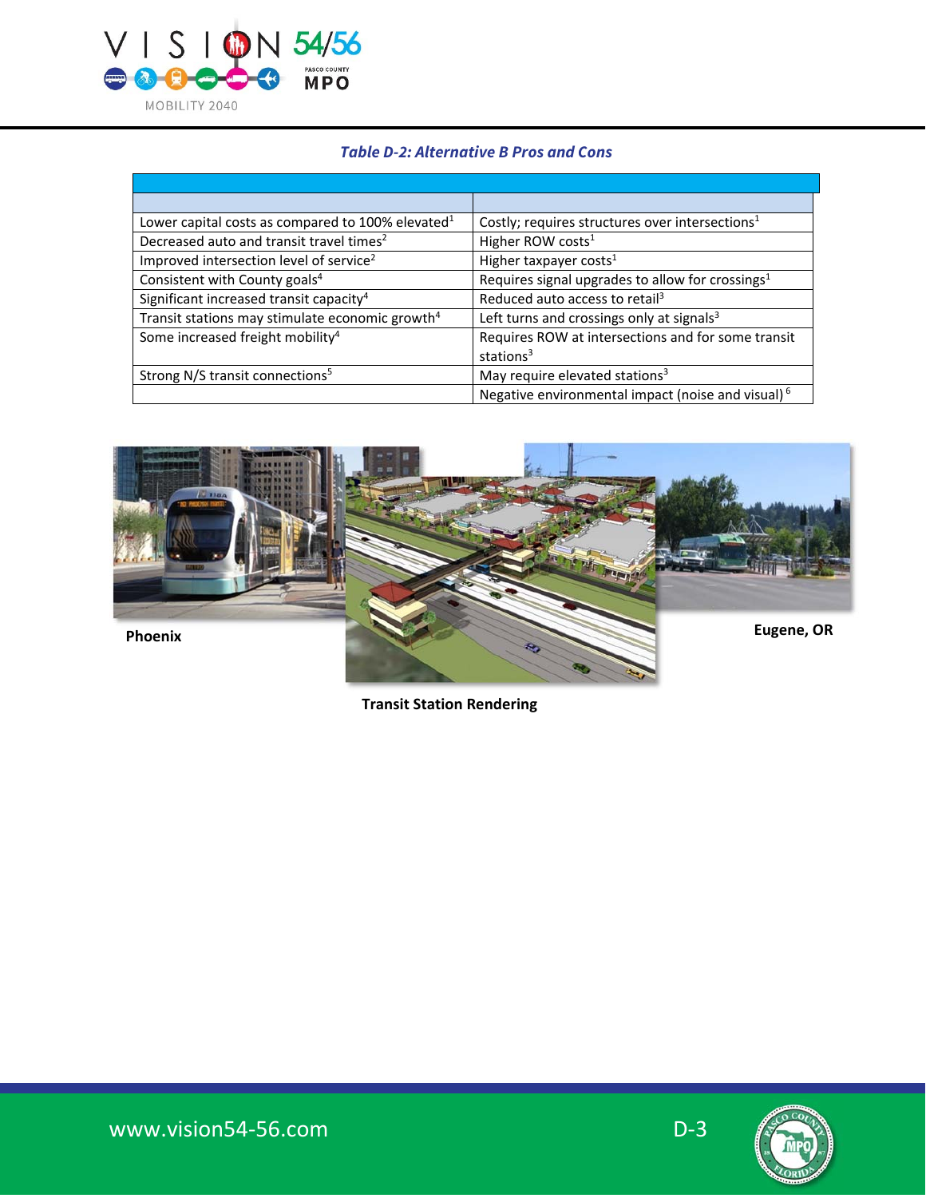*Table D-2: Alternative B Pros and Cons*

| | |
|---|---|
| Lower capital costs as compared to 100% elevated[1] | Costly; requires structures over intersections[1] |
| Decreased auto and transit travel times[2] | Higher ROW costs[1] |
| Improved intersection level of service[2] | Higher taxpayer costs[1] |
| Consistent with County goals[4] | Requires signal upgrades to allow for crossings[1] |
| Significant increased transit capacity[4] | Reduced auto access to retail[3] |
| Transit stations may stimulate economic growth[4] | Left turns and crossings only at signals[3] |
| Some increased freight mobility[4] | Requires ROW at intersections and for some transit stations[3] |
| Strong N/S transit connections[5] | May require elevated stations[3] |
| | Negative environmental impact (noise and visual)[6] |

**Phoenix**

**Transit Station Rendering**

**Eugene, OR**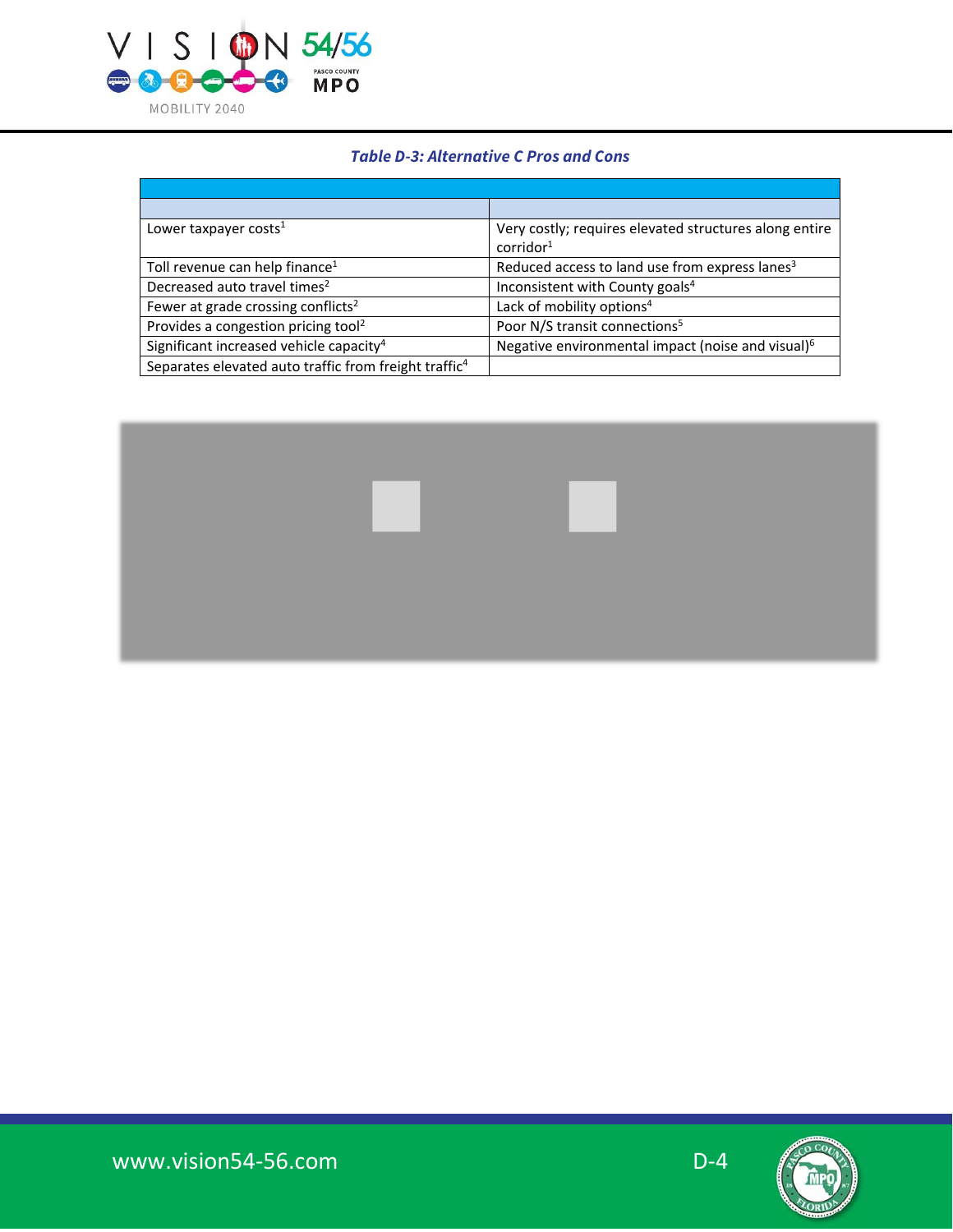*Table D-3: Alternative C Pros and Cons*

| | |
|---|---|
| Lower taxpayer costs[1] | Very costly; requires elevated structures along entire corridor[1] |
| Toll revenue can help finance[1] | Reduced access to land use from express lanes[3] |
| Decreased auto travel times[2] | Inconsistent with County goals[4] |
| Fewer at grade crossing conflicts[2] | Lack of mobility options[4] |
| Provides a congestion pricing tool[2] | Poor N/S transit connections[5] |
| Significant increased vehicle capacity[4] | Negative environmental impact (noise and visual)[6] |
| Separates elevated auto traffic from freight traffic[4] | |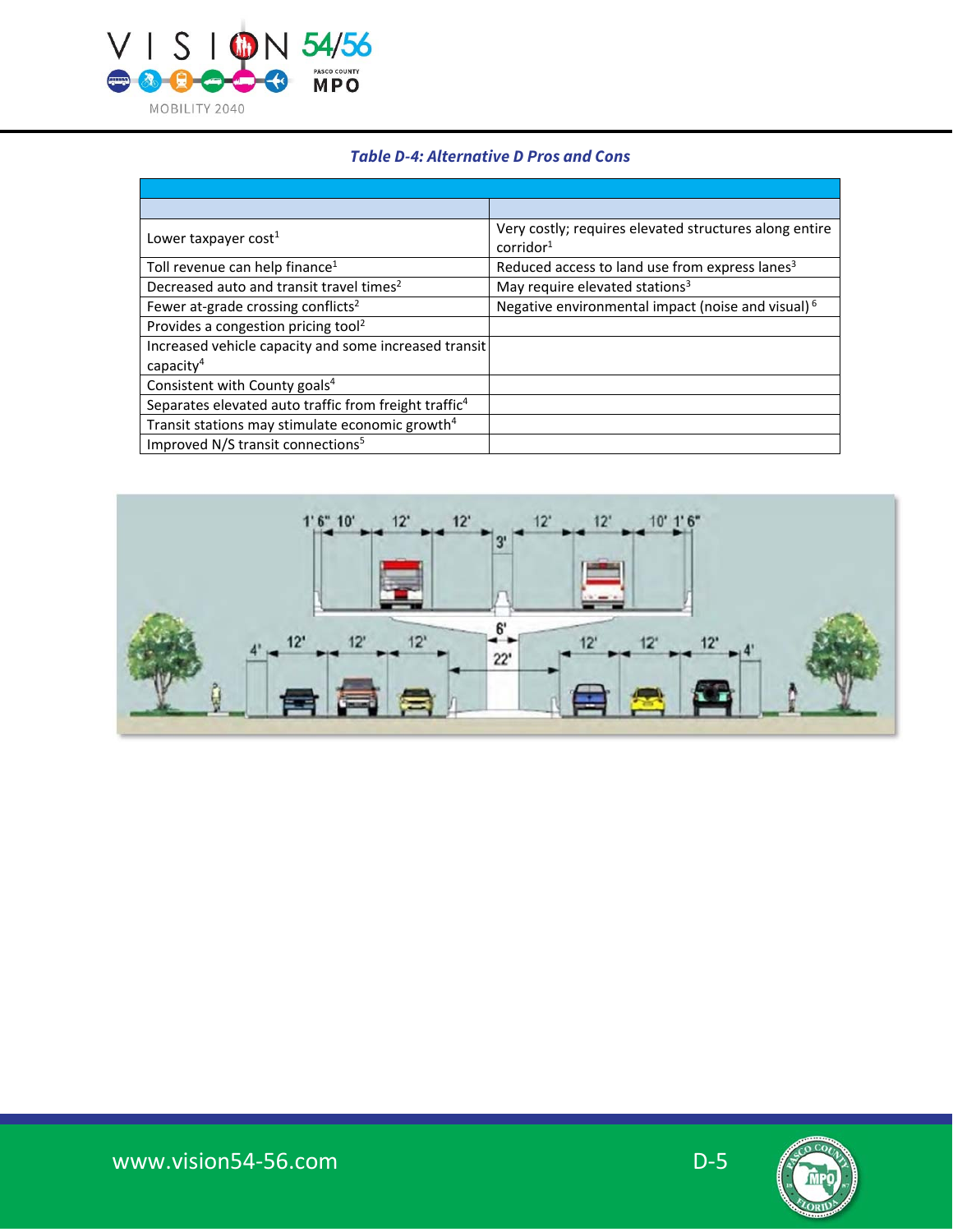*Table D-4: Alternative D Pros and Cons*

| | |
|---|---|
| | |
| Lower taxpayer cost[1] | Very costly; requires elevated structures along entire corridor[1] |
| Toll revenue can help finance[1] | Reduced access to land use from express lanes[3] |
| Decreased auto and transit travel times[2] | May require elevated stations[3] |
| Fewer at-grade crossing conflicts[2] | Negative environmental impact (noise and visual)[6] |
| Provides a congestion pricing tool[2] | |
| Increased vehicle capacity and some increased transit capacity[4] | |
| Consistent with County goals[4] | |
| Separates elevated auto traffic from freight traffic[4] | |
| Transit stations may stimulate economic growth[4] | |
| Improved N/S transit connections[5] | |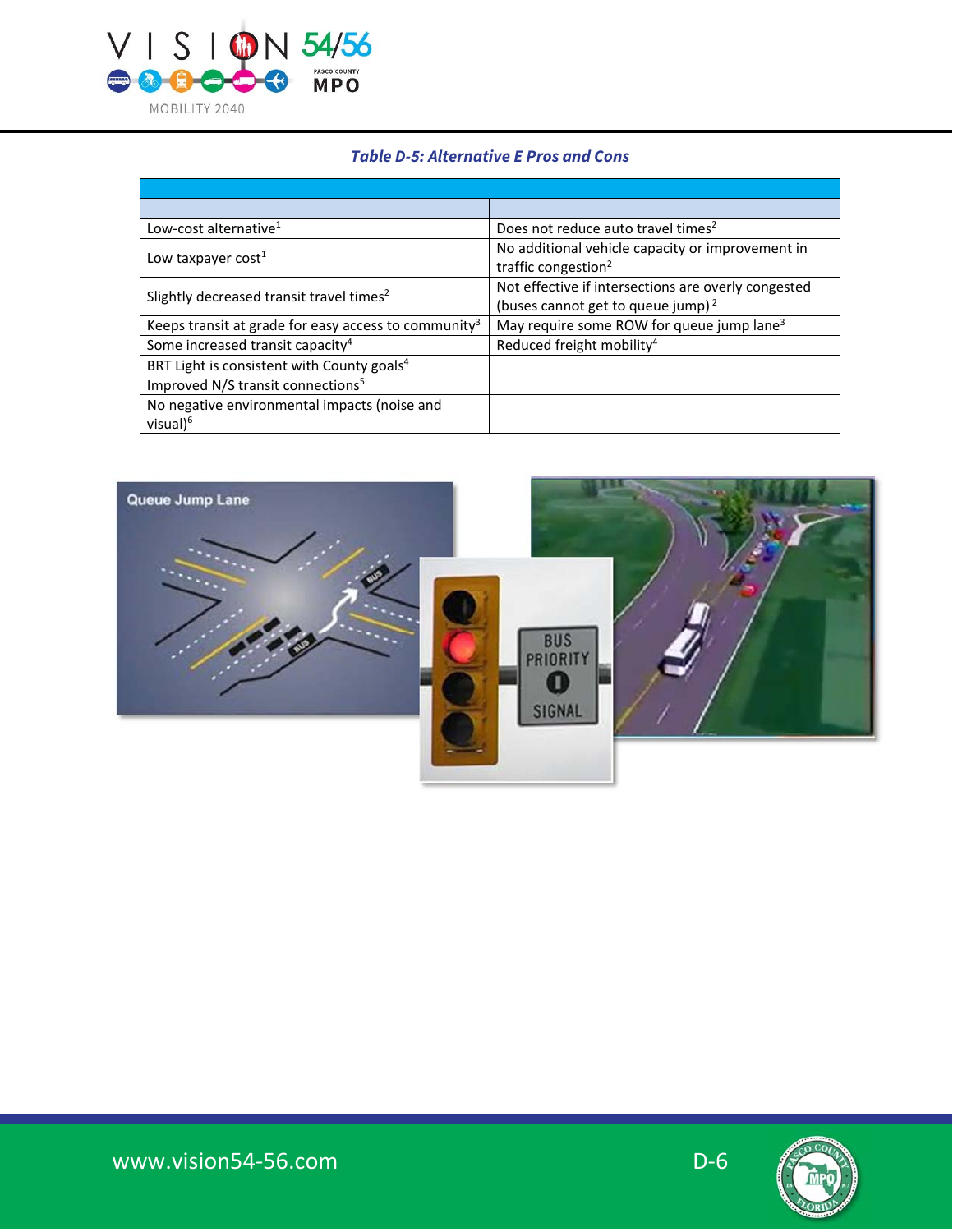*Table D-5: Alternative E Pros and Cons*

| | |
|---|---|
| | |
| Low-cost alternative[1] | Does not reduce auto travel times[2] |
| Low taxpayer cost[1] | No additional vehicle capacity or improvement in traffic congestion[2] |
| Slightly decreased transit travel times[2] | Not effective if intersections are overly congested (buses cannot get to queue jump)[2] |
| Keeps transit at grade for easy access to community[3] | May require some ROW for queue jump lane[3] |
| Some increased transit capacity[4] | Reduced freight mobility[4] |
| BRT Light is consistent with County goals[4] | |
| Improved N/S transit connections[5] | |
| No negative environmental impacts (noise and visual)[6] | |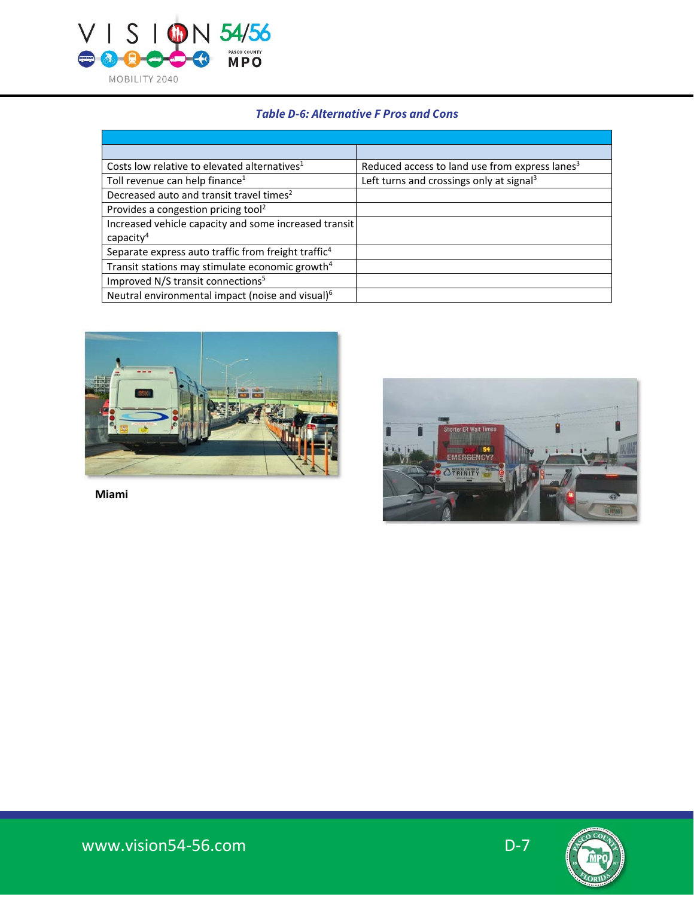### *Table D-6: Alternative F Pros and Cons*

| | |
|---|---|
| | |
| Costs low relative to elevated alternatives[1] | Reduced access to land use from express lanes[3] |
| Toll revenue can help finance[1] | Left turns and crossings only at signal[3] |
| Decreased auto and transit travel times[2] | |
| Provides a congestion pricing tool[2] | |
| Increased vehicle capacity and some increased transit capacity[4] | |
| Separate express auto traffic from freight traffic[4] | |
| Transit stations may stimulate economic growth[4] | |
| Improved N/S transit connections[5] | |
| Neutral environmental impact (noise and visual)[6] | |

**Miami**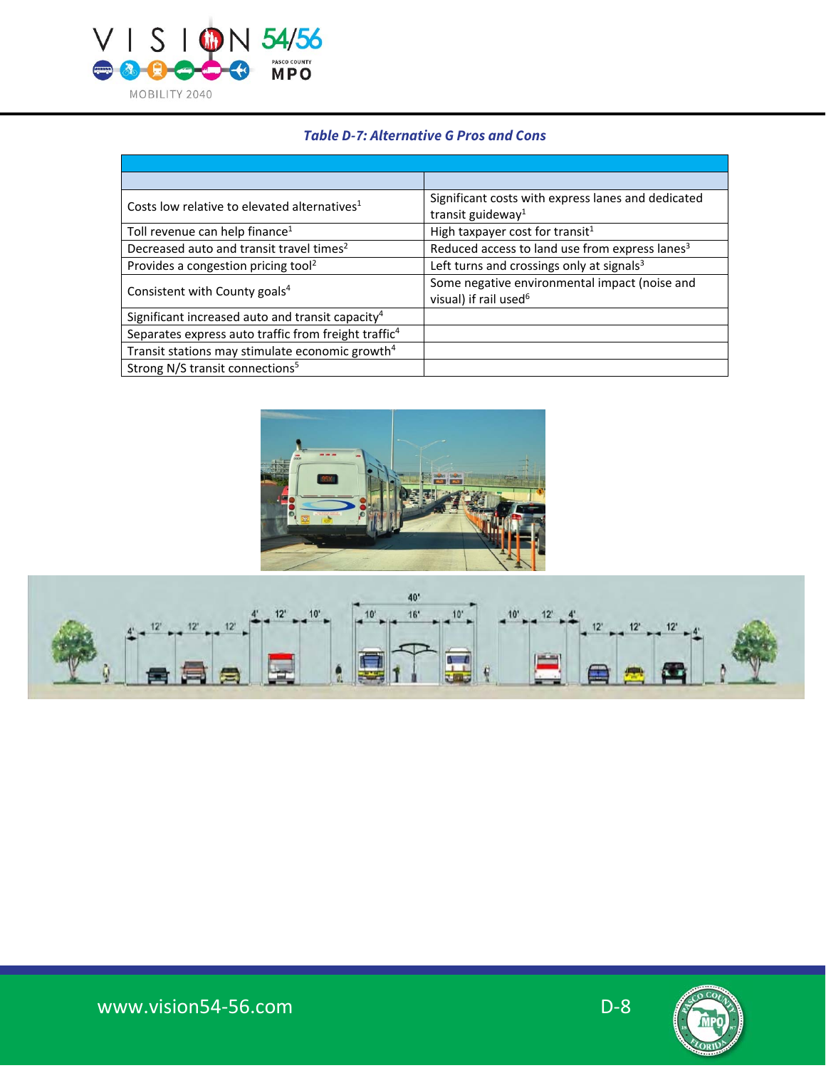*Table D-7: Alternative G Pros and Cons*

| | |
|---|---|
| | |
| Costs low relative to elevated alternatives[1] | Significant costs with express lanes and dedicated transit guideway[1] |
| Toll revenue can help finance[1] | High taxpayer cost for transit[1] |
| Decreased auto and transit travel times[2] | Reduced access to land use from express lanes[3] |
| Provides a congestion pricing tool[2] | Left turns and crossings only at signals[3] |
| Consistent with County goals[4] | Some negative environmental impact (noise and visual) if rail used[6] |
| Significant increased auto and transit capacity[4] | |
| Separates express auto traffic from freight traffic[4] | |
| Transit stations may stimulate economic growth[4] | |
| Strong N/S transit connections[5] | |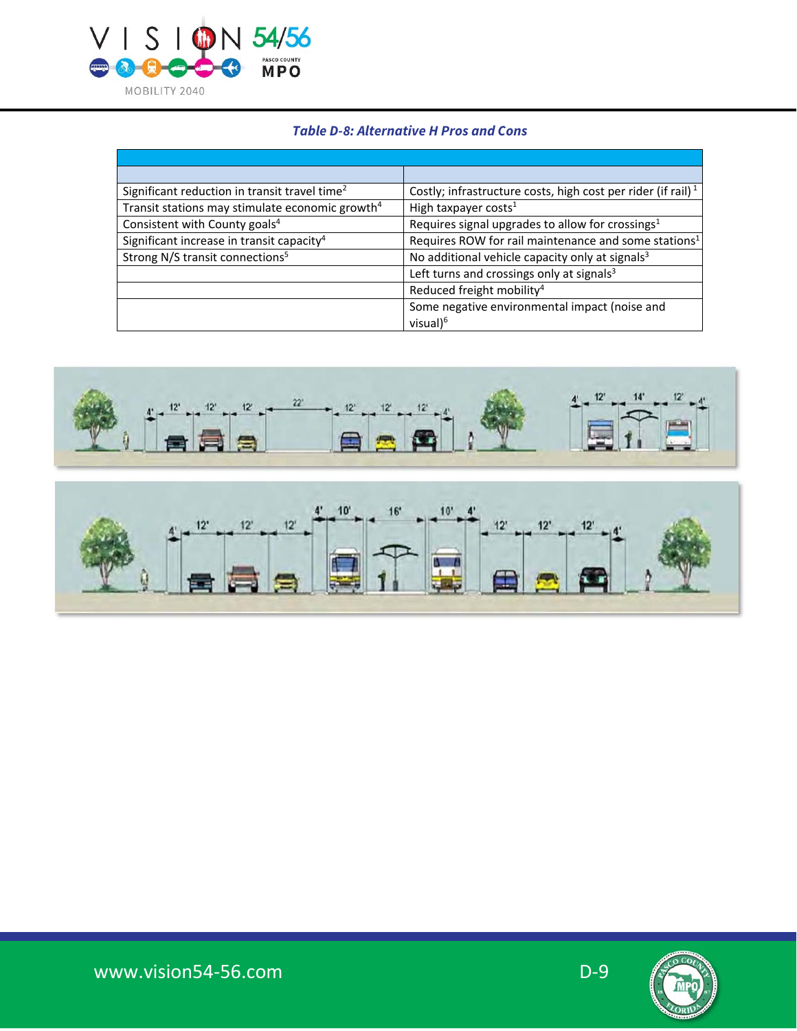*Table D-8: Alternative H Pros and Cons*

| | |
|---|---|
| | |
| Significant reduction in transit travel time[2] | Costly; infrastructure costs, high cost per rider (if rail)[1] |
| Transit stations may stimulate economic growth[4] | High taxpayer costs[1] |
| Consistent with County goals[4] | Requires signal upgrades to allow for crossings[1] |
| Significant increase in transit capacity[4] | Requires ROW for rail maintenance and some stations[1] |
| Strong N/S transit connections[5] | No additional vehicle capacity only at signals[3] |
| | Left turns and crossings only at signals[3] |
| | Reduced freight mobility[4] |
| | Some negative environmental impact (noise and visual)[6] |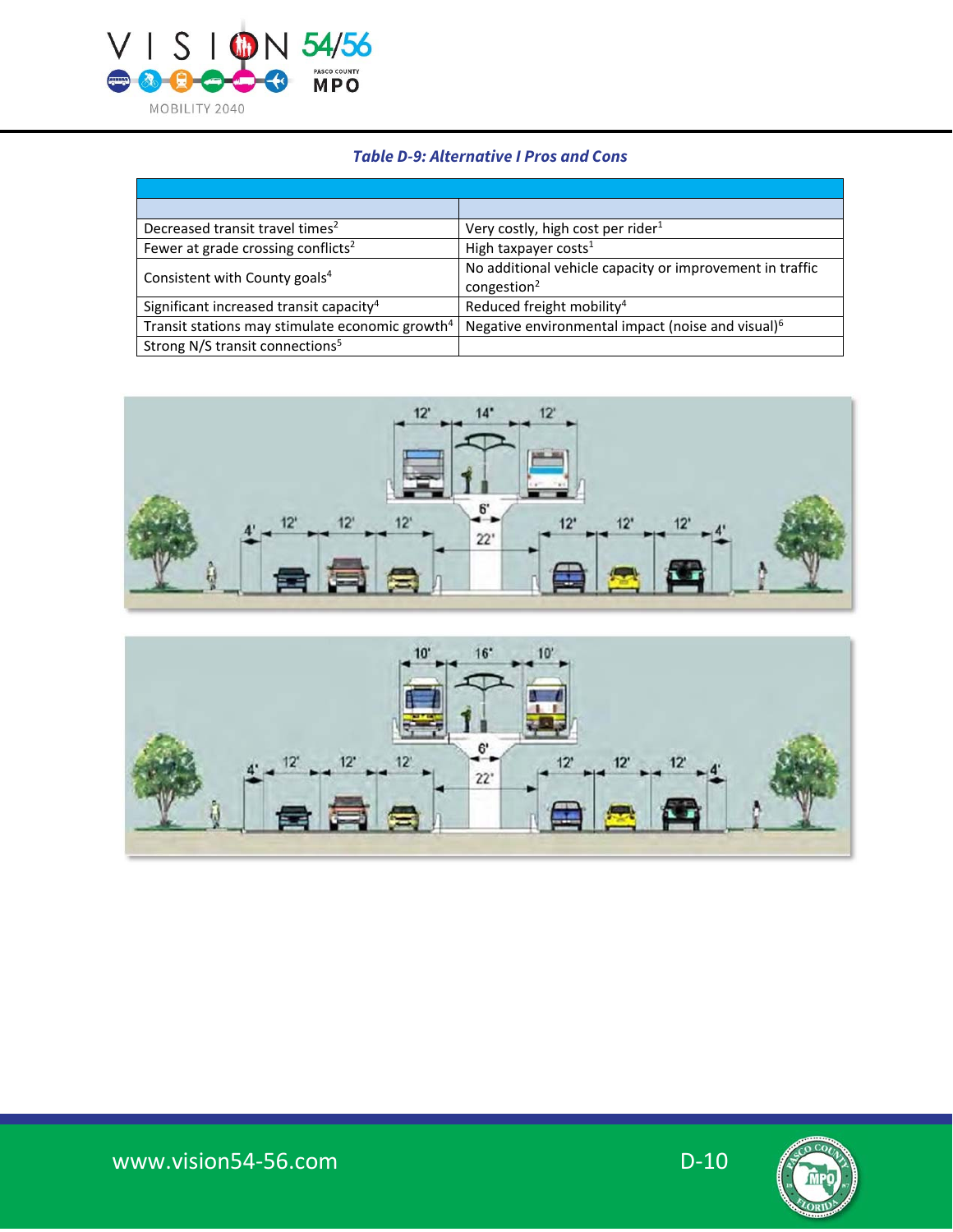*Table D-9: Alternative I Pros and Cons*

| | |
|---|---|
| | |
| Decreased transit travel times[2] | Very costly, high cost per rider[1] |
| Fewer at grade crossing conflicts[2] | High taxpayer costs[1] |
| Consistent with County goals[4] | No additional vehicle capacity or improvement in traffic congestion[2] |
| Significant increased transit capacity[4] | Reduced freight mobility[4] |
| Transit stations may stimulate economic growth[4] | Negative environmental impact (noise and visual)[6] |
| Strong N/S transit connections[5] | |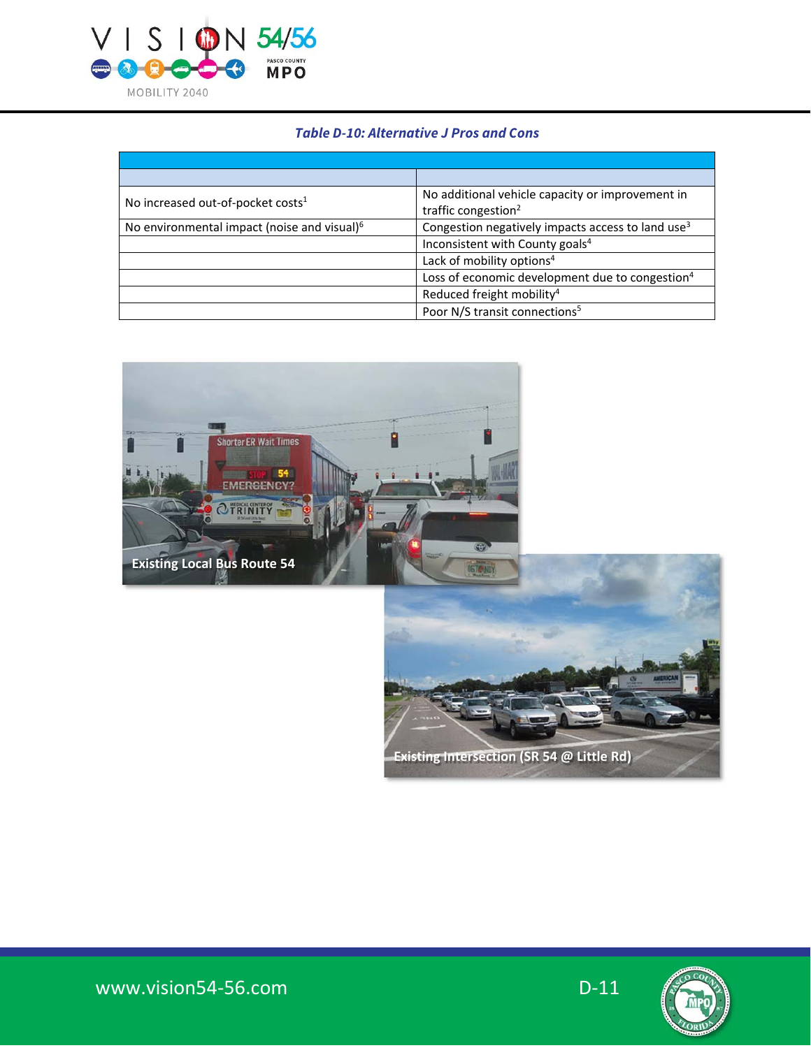*Table D-10: Alternative J Pros and Cons*

| | |
|---|---|
| | |
| No increased out-of-pocket costs[1] | No additional vehicle capacity or improvement in traffic congestion[2] |
| No environmental impact (noise and visual)[6] | Congestion negatively impacts access to land use[3] |
| | Inconsistent with County goals[4] |
| | Lack of mobility options[4] |
| | Loss of economic development due to congestion[4] |
| | Reduced freight mobility[4] |
| | Poor N/S transit connections[5] |

Existing Local Bus Route 54

Existing Intersection (SR 54 @ Little Rd)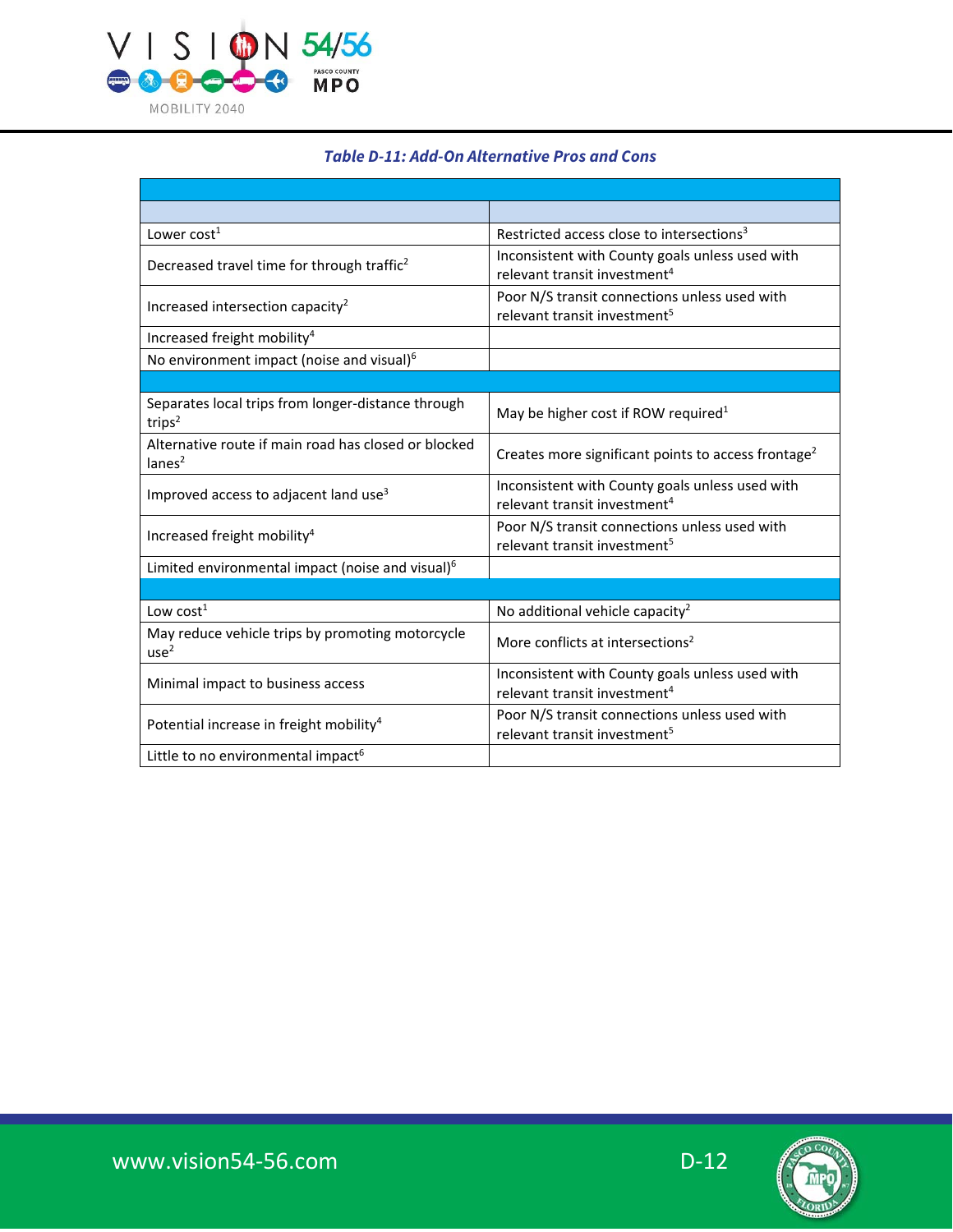*Table D-11: Add-On Alternative Pros and Cons*

| | |
|---|---|
| | |
| | |
| Lower cost[1] | Restricted access close to intersections[3] |
| Decreased travel time for through traffic[2] | Inconsistent with County goals unless used with relevant transit investment[4] |
| Increased intersection capacity[2] | Poor N/S transit connections unless used with relevant transit investment[5] |
| Increased freight mobility[4] | |
| No environment impact (noise and visual)[6] | |
| | |
| Separates local trips from longer-distance through trips[2] | May be higher cost if ROW required[1] |
| Alternative route if main road has closed or blocked lanes[2] | Creates more significant points to access frontage[2] |
| Improved access to adjacent land use[3] | Inconsistent with County goals unless used with relevant transit investment[4] |
| Increased freight mobility[4] | Poor N/S transit connections unless used with relevant transit investment[5] |
| Limited environmental impact (noise and visual)[6] | |
| | |
| Low cost[1] | No additional vehicle capacity[2] |
| May reduce vehicle trips by promoting motorcycle use[2] | More conflicts at intersections[2] |
| Minimal impact to business access | Inconsistent with County goals unless used with relevant transit investment[4] |
| Potential increase in freight mobility[4] | Poor N/S transit connections unless used with relevant transit investment[5] |
| Little to no environmental impact[6] | |